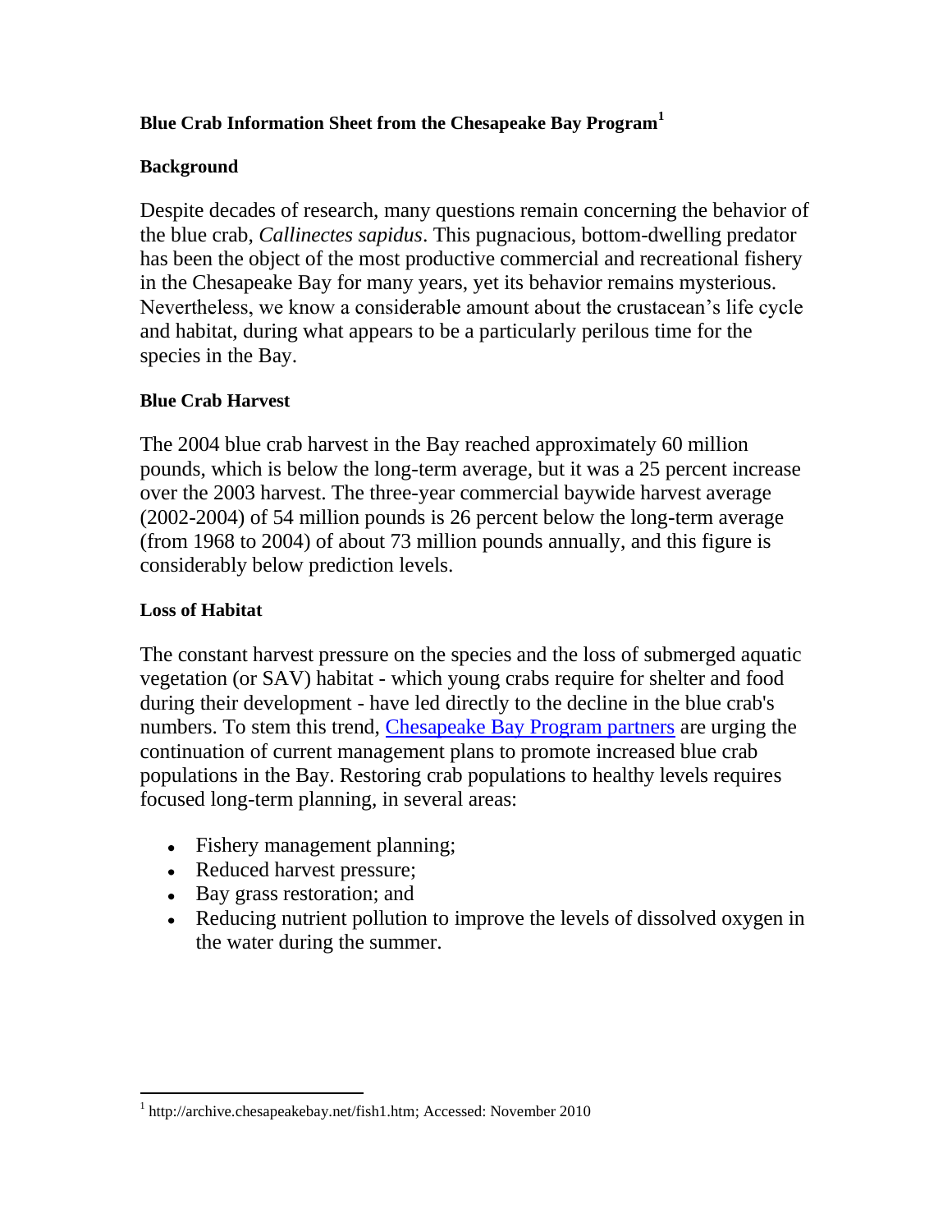**Blue Crab Information Sheet from the Chesapeake Bay Program**[1]

**Background**

Despite decades of research, many questions remain concerning the behavior of the blue crab, *Callinectes sapidus*. This pugnacious, bottom-dwelling predator has been the object of the most productive commercial and recreational fishery in the Chesapeake Bay for many years, yet its behavior remains mysterious. Nevertheless, we know a considerable amount about the crustacean's life cycle and habitat, during what appears to be a particularly perilous time for the species in the Bay.

**Blue Crab Harvest**

The 2004 blue crab harvest in the Bay reached approximately 60 million pounds, which is below the long-term average, but it was a 25 percent increase over the 2003 harvest. The three-year commercial baywide harvest average (2002-2004) of 54 million pounds is 26 percent below the long-term average (from 1968 to 2004) of about 73 million pounds annually, and this figure is considerably below prediction levels.

**Loss of Habitat**

The constant harvest pressure on the species and the loss of submerged aquatic vegetation (or SAV) habitat - which young crabs require for shelter and food during their development - have led directly to the decline in the blue crab's numbers. To stem this trend, Chesapeake Bay Program partners are urging the continuation of current management plans to promote increased blue crab populations in the Bay. Restoring crab populations to healthy levels requires focused long-term planning, in several areas:

- Fishery management planning;
- Reduced harvest pressure;
- Bay grass restoration; and
- Reducing nutrient pollution to improve the levels of dissolved oxygen in the water during the summer.

[1] http://archive.chesapeakebay.net/fish1.htm; Accessed: November 2010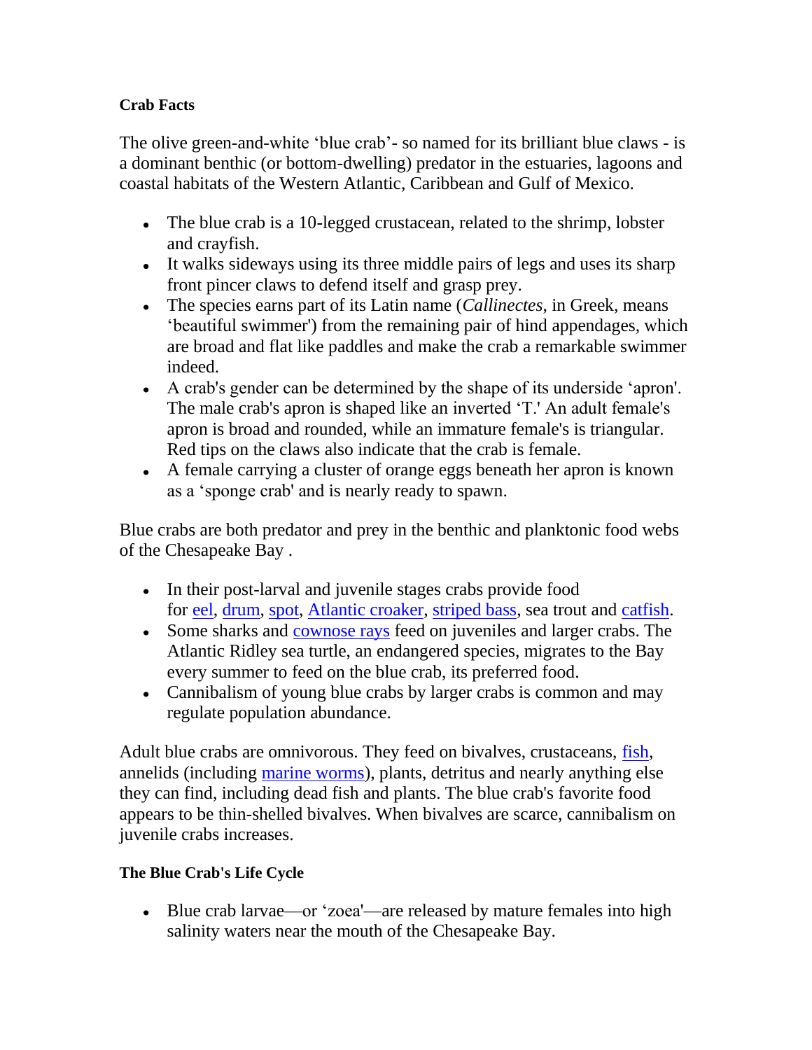**Crab Facts**

The olive green-and-white 'blue crab'- so named for its brilliant blue claws - is a dominant benthic (or bottom-dwelling) predator in the estuaries, lagoons and coastal habitats of the Western Atlantic, Caribbean and Gulf of Mexico.

- The blue crab is a 10-legged crustacean, related to the shrimp, lobster and crayfish.
- It walks sideways using its three middle pairs of legs and uses its sharp front pincer claws to defend itself and grasp prey.
- The species earns part of its Latin name (*Callinectes*, in Greek, means 'beautiful swimmer') from the remaining pair of hind appendages, which are broad and flat like paddles and make the crab a remarkable swimmer indeed.
- A crab's gender can be determined by the shape of its underside 'apron'. The male crab's apron is shaped like an inverted 'T.' An adult female's apron is broad and rounded, while an immature female's is triangular. Red tips on the claws also indicate that the crab is female.
- A female carrying a cluster of orange eggs beneath her apron is known as a 'sponge crab' and is nearly ready to spawn.

Blue crabs are both predator and prey in the benthic and planktonic food webs of the Chesapeake Bay .

- In their post-larval and juvenile stages crabs provide food for eel, drum, spot, Atlantic croaker, striped bass, sea trout and catfish.
- Some sharks and cownose rays feed on juveniles and larger crabs. The Atlantic Ridley sea turtle, an endangered species, migrates to the Bay every summer to feed on the blue crab, its preferred food.
- Cannibalism of young blue crabs by larger crabs is common and may regulate population abundance.

Adult blue crabs are omnivorous. They feed on bivalves, crustaceans, fish, annelids (including marine worms), plants, detritus and nearly anything else they can find, including dead fish and plants. The blue crab's favorite food appears to be thin-shelled bivalves. When bivalves are scarce, cannibalism on juvenile crabs increases.

**The Blue Crab's Life Cycle**

- Blue crab larvae—or 'zoea'—are released by mature females into high salinity waters near the mouth of the Chesapeake Bay.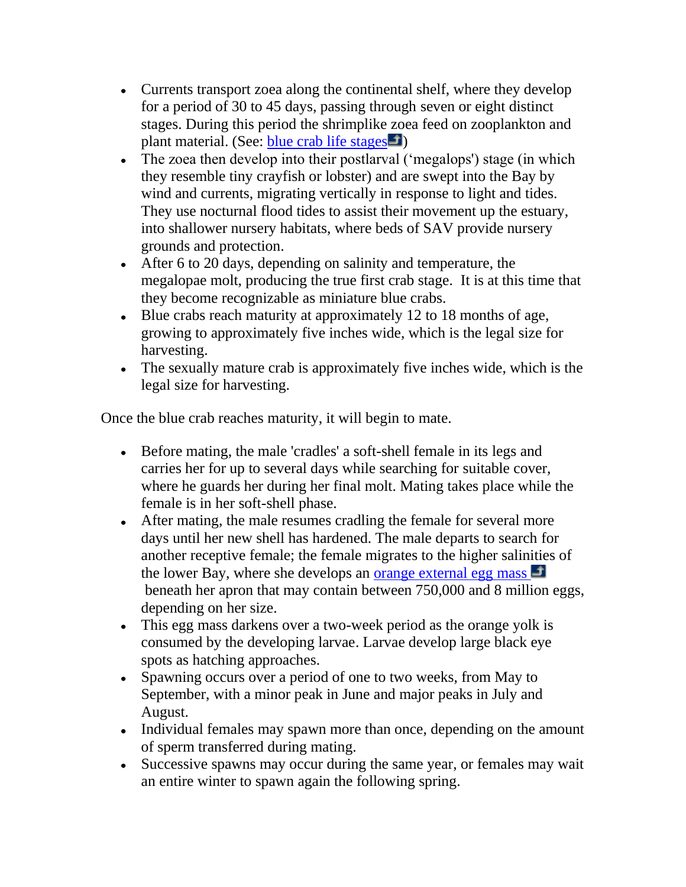- Currents transport zoea along the continental shelf, where they develop for a period of 30 to 45 days, passing through seven or eight distinct stages. During this period the shrimplike zoea feed on zooplankton and plant material. (See: blue crab life stages)
- The zoea then develop into their postlarval ('megalops') stage (in which they resemble tiny crayfish or lobster) and are swept into the Bay by wind and currents, migrating vertically in response to light and tides. They use nocturnal flood tides to assist their movement up the estuary, into shallower nursery habitats, where beds of SAV provide nursery grounds and protection.
- After 6 to 20 days, depending on salinity and temperature, the megalopae molt, producing the true first crab stage. It is at this time that they become recognizable as miniature blue crabs.
- Blue crabs reach maturity at approximately 12 to 18 months of age, growing to approximately five inches wide, which is the legal size for harvesting.
- The sexually mature crab is approximately five inches wide, which is the legal size for harvesting.

Once the blue crab reaches maturity, it will begin to mate.

- Before mating, the male 'cradles' a soft-shell female in its legs and carries her for up to several days while searching for suitable cover, where he guards her during her final molt. Mating takes place while the female is in her soft-shell phase.
- After mating, the male resumes cradling the female for several more days until her new shell has hardened. The male departs to search for another receptive female; the female migrates to the higher salinities of the lower Bay, where she develops an orange external egg mass beneath her apron that may contain between 750,000 and 8 million eggs, depending on her size.
- This egg mass darkens over a two-week period as the orange yolk is consumed by the developing larvae. Larvae develop large black eye spots as hatching approaches.
- Spawning occurs over a period of one to two weeks, from May to September, with a minor peak in June and major peaks in July and August.
- Individual females may spawn more than once, depending on the amount of sperm transferred during mating.
- Successive spawns may occur during the same year, or females may wait an entire winter to spawn again the following spring.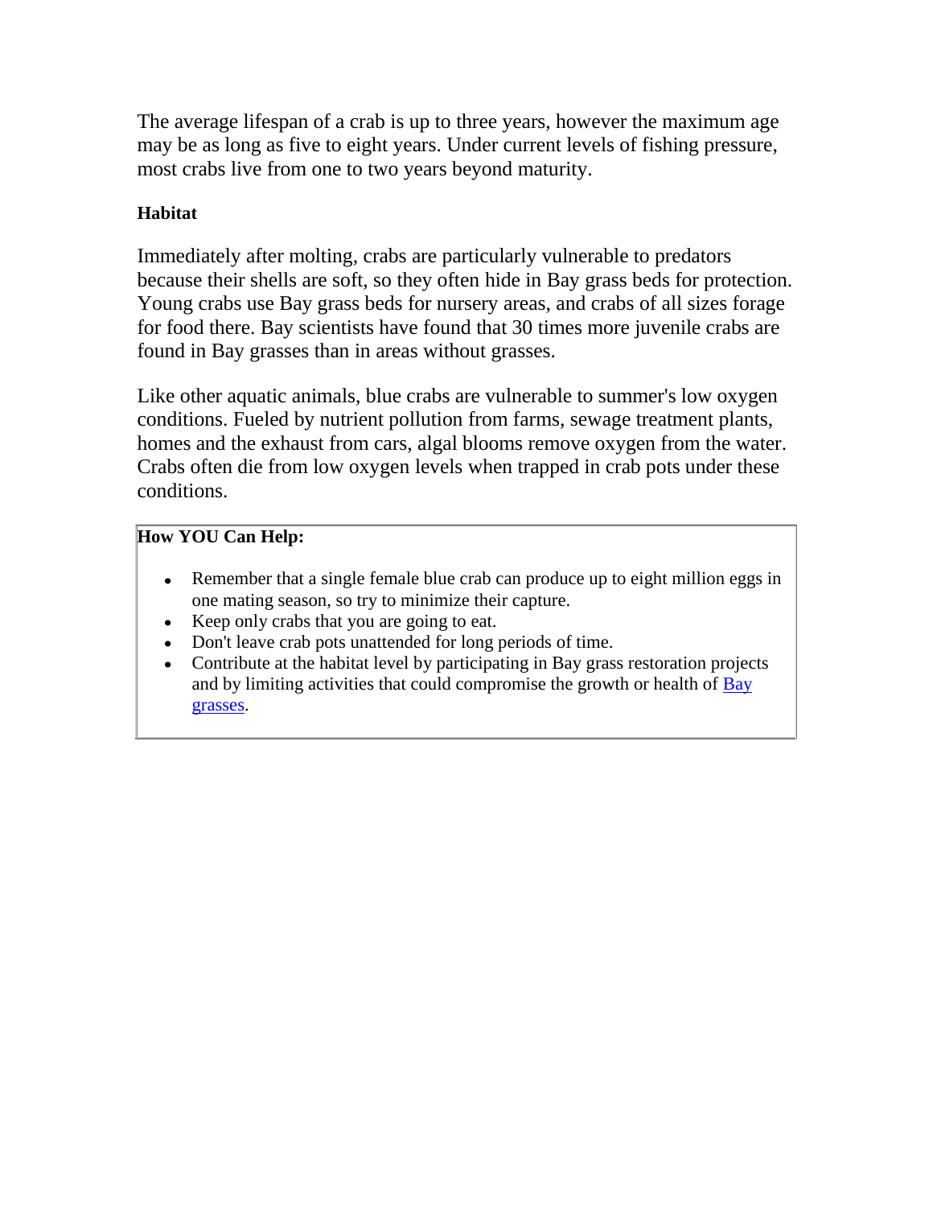The average lifespan of a crab is up to three years, however the maximum age may be as long as five to eight years. Under current levels of fishing pressure, most crabs live from one to two years beyond maturity.

**Habitat**

Immediately after molting, crabs are particularly vulnerable to predators because their shells are soft, so they often hide in Bay grass beds for protection. Young crabs use Bay grass beds for nursery areas, and crabs of all sizes forage for food there. Bay scientists have found that 30 times more juvenile crabs are found in Bay grasses than in areas without grasses.

Like other aquatic animals, blue crabs are vulnerable to summer's low oxygen conditions. Fueled by nutrient pollution from farms, sewage treatment plants, homes and the exhaust from cars, algal blooms remove oxygen from the water. Crabs often die from low oxygen levels when trapped in crab pots under these conditions.

**How YOU Can Help:**

- Remember that a single female blue crab can produce up to eight million eggs in one mating season, so try to minimize their capture.
- Keep only crabs that you are going to eat.
- Don't leave crab pots unattended for long periods of time.
- Contribute at the habitat level by participating in Bay grass restoration projects and by limiting activities that could compromise the growth or health of Bay grasses.